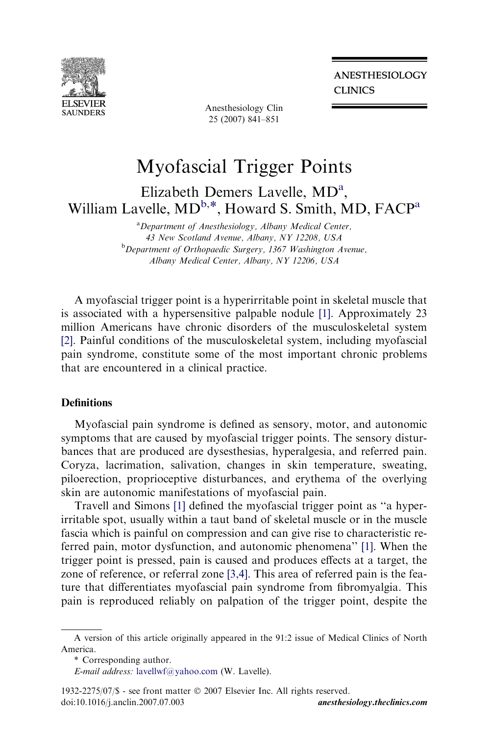# Myofascial Trigger Points

Elizabeth Demers Lavelle, MD[a], William Lavelle, MD[b,*], Howard S. Smith, MD, FACP[a]

[a] *Department of Anesthesiology, Albany Medical Center, 43 New Scotland Avenue, Albany, NY 12208, USA*

[b] *Department of Orthopaedic Surgery, 1367 Washington Avenue, Albany Medical Center, Albany, NY 12206, USA*

A myofascial trigger point is a hyperirritable point in skeletal muscle that is associated with a hypersensitive palpable nodule [1]. Approximately 23 million Americans have chronic disorders of the musculoskeletal system [2]. Painful conditions of the musculoskeletal system, including myofascial pain syndrome, constitute some of the most important chronic problems that are encountered in a clinical practice.

## Definitions

Myofascial pain syndrome is defined as sensory, motor, and autonomic symptoms that are caused by myofascial trigger points. The sensory disturbances that are produced are dysesthesias, hyperalgesia, and referred pain. Coryza, lacrimation, salivation, changes in skin temperature, sweating, piloerection, proprioceptive disturbances, and erythema of the overlying skin are autonomic manifestations of myofascial pain.

Travell and Simons [1] defined the myofascial trigger point as "a hyperirritable spot, usually within a taut band of skeletal muscle or in the muscle fascia which is painful on compression and can give rise to characteristic referred pain, motor dysfunction, and autonomic phenomena" [1]. When the trigger point is pressed, pain is caused and produces effects at a target, the zone of reference, or referral zone [3,4]. This area of referred pain is the feature that differentiates myofascial pain syndrome from fibromyalgia. This pain is reproduced reliably on palpation of the trigger point, despite the

---

A version of this article originally appeared in the 91:2 issue of Medical Clinics of North America.

\* Corresponding author.

*E-mail address:* lavellwf@yahoo.com (W. Lavelle).

1932-2275/07/$ - see front matter © 2007 Elsevier Inc. All rights reserved.
doi:10.1016/j.anclin.2007.07.003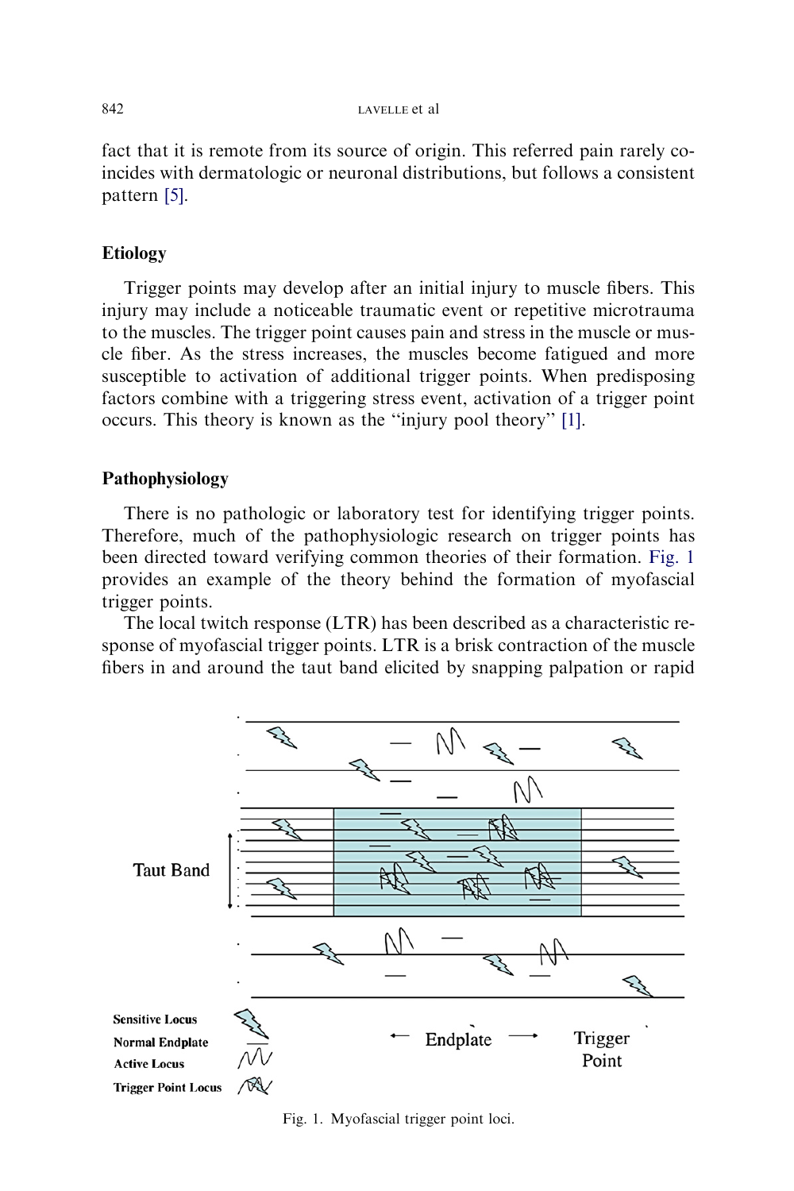fact that it is remote from its source of origin. This referred pain rarely coincides with dermatologic or neuronal distributions, but follows a consistent pattern [5].

## Etiology

Trigger points may develop after an initial injury to muscle fibers. This injury may include a noticeable traumatic event or repetitive microtrauma to the muscles. The trigger point causes pain and stress in the muscle or muscle fiber. As the stress increases, the muscles become fatigued and more susceptible to activation of additional trigger points. When predisposing factors combine with a triggering stress event, activation of a trigger point occurs. This theory is known as the "injury pool theory" [1].

## Pathophysiology

There is no pathologic or laboratory test for identifying trigger points. Therefore, much of the pathophysiologic research on trigger points has been directed toward verifying common theories of their formation. Fig. 1 provides an example of the theory behind the formation of myofascial trigger points.

The local twitch response (LTR) has been described as a characteristic response of myofascial trigger points. LTR is a brisk contraction of the muscle fibers in and around the taut band elicited by snapping palpation or rapid

Fig. 1. Myofascial trigger point loci.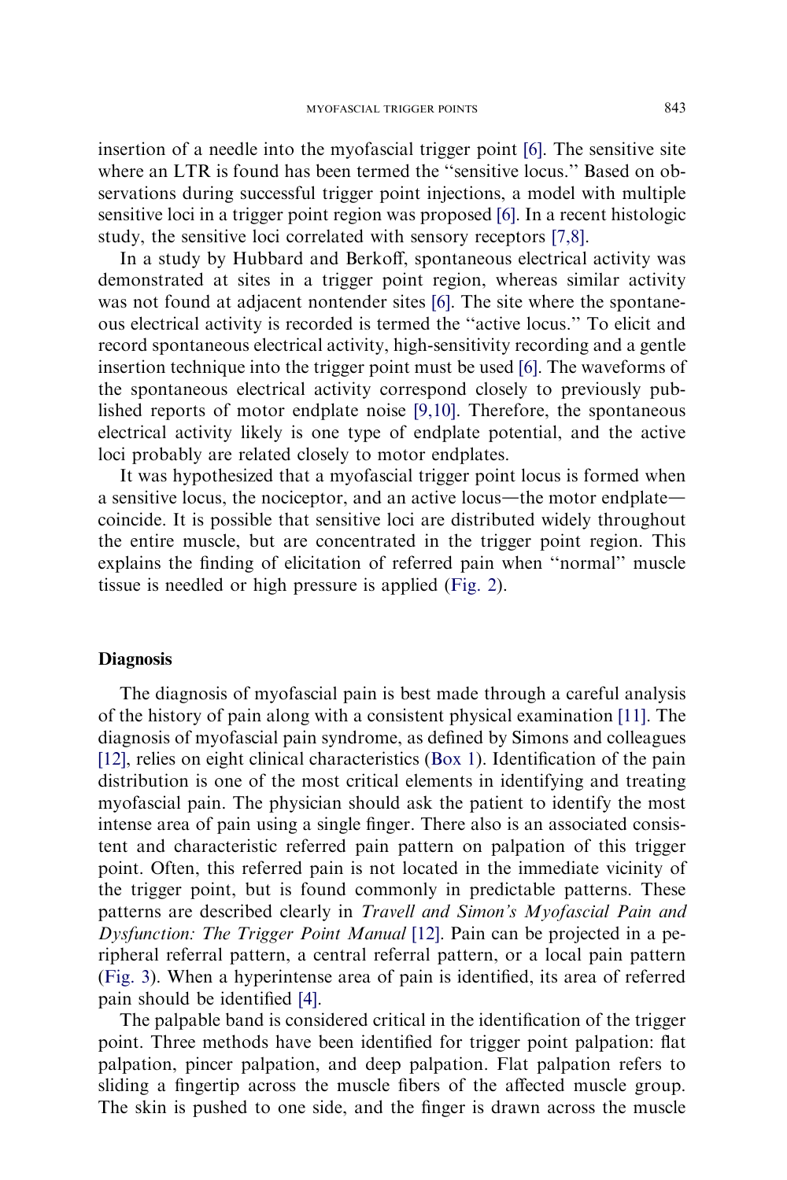insertion of a needle into the myofascial trigger point [6]. The sensitive site where an LTR is found has been termed the ''sensitive locus.'' Based on observations during successful trigger point injections, a model with multiple sensitive loci in a trigger point region was proposed [6]. In a recent histologic study, the sensitive loci correlated with sensory receptors [7,8].

In a study by Hubbard and Berkoff, spontaneous electrical activity was demonstrated at sites in a trigger point region, whereas similar activity was not found at adjacent nontender sites [6]. The site where the spontaneous electrical activity is recorded is termed the ''active locus.'' To elicit and record spontaneous electrical activity, high-sensitivity recording and a gentle insertion technique into the trigger point must be used [6]. The waveforms of the spontaneous electrical activity correspond closely to previously published reports of motor endplate noise [9,10]. Therefore, the spontaneous electrical activity likely is one type of endplate potential, and the active loci probably are related closely to motor endplates.

It was hypothesized that a myofascial trigger point locus is formed when a sensitive locus, the nociceptor, and an active locus—the motor endplate—coincide. It is possible that sensitive loci are distributed widely throughout the entire muscle, but are concentrated in the trigger point region. This explains the finding of elicitation of referred pain when ''normal'' muscle tissue is needled or high pressure is applied (Fig. 2).

## Diagnosis

The diagnosis of myofascial pain is best made through a careful analysis of the history of pain along with a consistent physical examination [11]. The diagnosis of myofascial pain syndrome, as defined by Simons and colleagues [12], relies on eight clinical characteristics (Box 1). Identification of the pain distribution is one of the most critical elements in identifying and treating myofascial pain. The physician should ask the patient to identify the most intense area of pain using a single finger. There also is an associated consistent and characteristic referred pain pattern on palpation of this trigger point. Often, this referred pain is not located in the immediate vicinity of the trigger point, but is found commonly in predictable patterns. These patterns are described clearly in *Travell and Simon's Myofascial Pain and Dysfunction: The Trigger Point Manual* [12]. Pain can be projected in a peripheral referral pattern, a central referral pattern, or a local pain pattern (Fig. 3). When a hyperintense area of pain is identified, its area of referred pain should be identified [4].

The palpable band is considered critical in the identification of the trigger point. Three methods have been identified for trigger point palpation: flat palpation, pincer palpation, and deep palpation. Flat palpation refers to sliding a fingertip across the muscle fibers of the affected muscle group. The skin is pushed to one side, and the finger is drawn across the muscle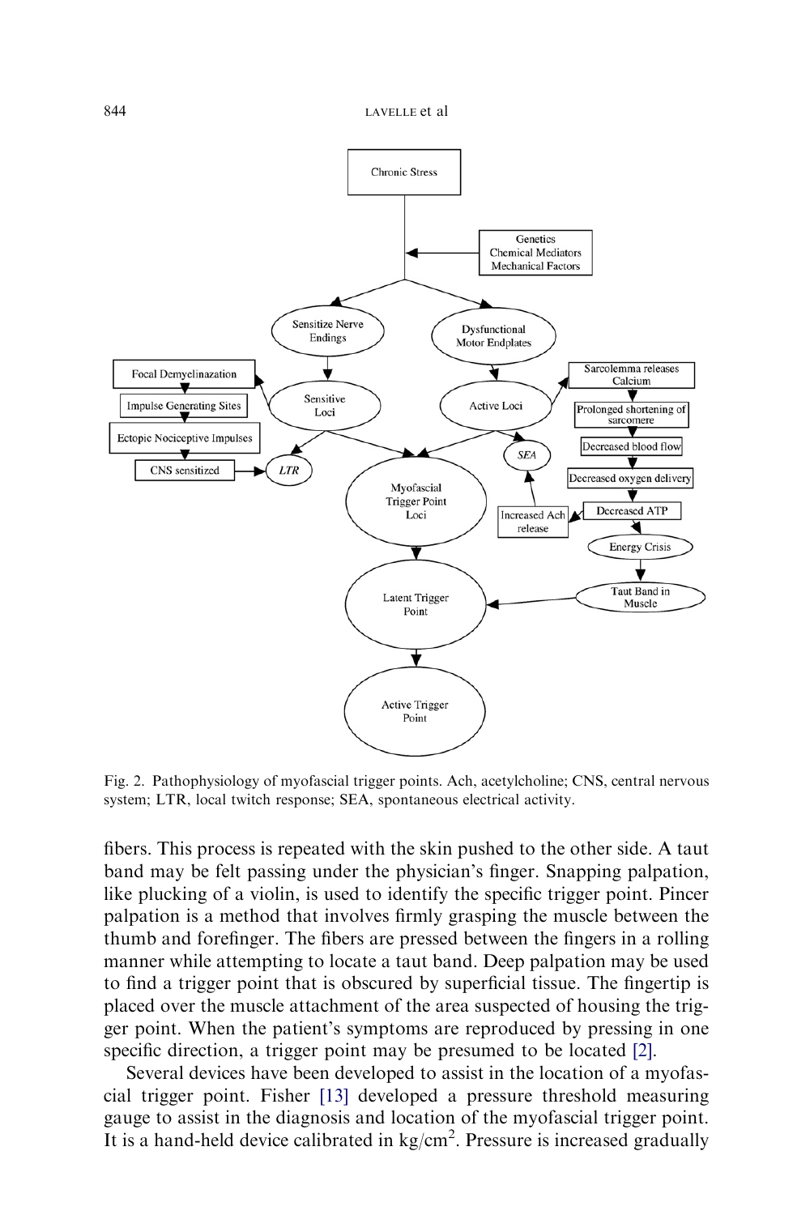Fig. 2. Pathophysiology of myofascial trigger points. Ach, acetylcholine; CNS, central nervous system; LTR, local twitch response; SEA, spontaneous electrical activity.

fibers. This process is repeated with the skin pushed to the other side. A taut band may be felt passing under the physician's finger. Snapping palpation, like plucking of a violin, is used to identify the specific trigger point. Pincer palpation is a method that involves firmly grasping the muscle between the thumb and forefinger. The fibers are pressed between the fingers in a rolling manner while attempting to locate a taut band. Deep palpation may be used to find a trigger point that is obscured by superficial tissue. The fingertip is placed over the muscle attachment of the area suspected of housing the trigger point. When the patient's symptoms are reproduced by pressing in one specific direction, a trigger point may be presumed to be located [2].

Several devices have been developed to assist in the location of a myofascial trigger point. Fisher [13] developed a pressure threshold measuring gauge to assist in the diagnosis and location of the myofascial trigger point. It is a hand-held device calibrated in $kg/cm^2$. Pressure is increased gradually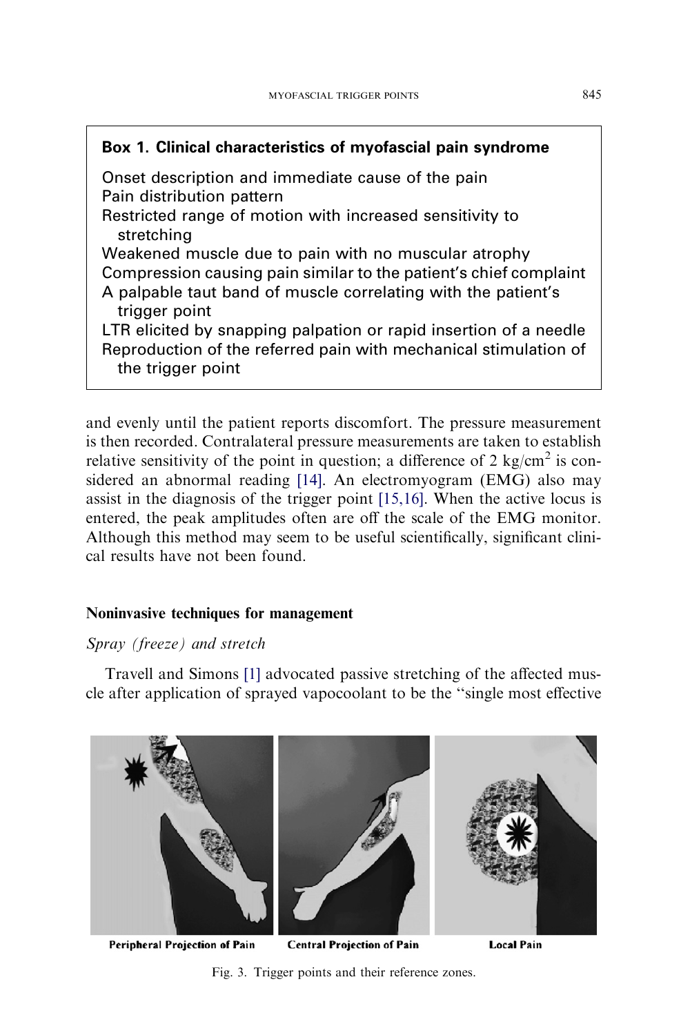**Box 1. Clinical characteristics of myofascial pain syndrome**

Onset description and immediate cause of the pain
Pain distribution pattern
Restricted range of motion with increased sensitivity to stretching
Weakened muscle due to pain with no muscular atrophy
Compression causing pain similar to the patient's chief complaint
A palpable taut band of muscle correlating with the patient's trigger point
LTR elicited by snapping palpation or rapid insertion of a needle
Reproduction of the referred pain with mechanical stimulation of the trigger point

and evenly until the patient reports discomfort. The pressure measurement is then recorded. Contralateral pressure measurements are taken to establish relative sensitivity of the point in question; a difference of 2 $kg/cm^2$ is considered an abnormal reading [14]. An electromyogram (EMG) also may assist in the diagnosis of the trigger point [15,16]. When the active locus is entered, the peak amplitudes often are off the scale of the EMG monitor. Although this method may seem to be useful scientifically, significant clinical results have not been found.

## Noninvasive techniques for management

### *Spray (freeze) and stretch*

Travell and Simons [1] advocated passive stretching of the affected muscle after application of sprayed vapocoolant to be the "single most effective

Peripheral Projection of Pain — Central Projection of Pain — Local Pain

Fig. 3. Trigger points and their reference zones.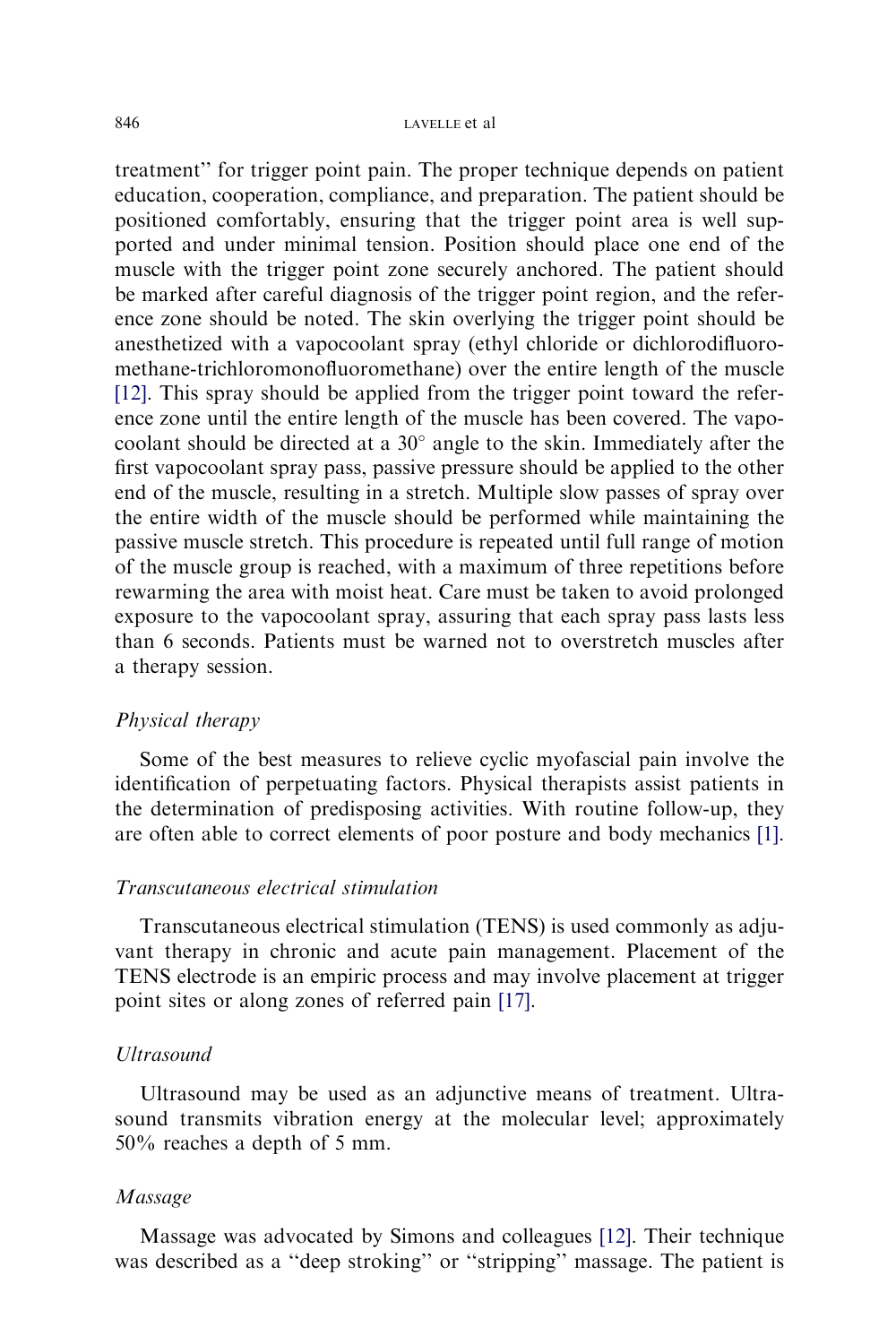treatment'' for trigger point pain. The proper technique depends on patient education, cooperation, compliance, and preparation. The patient should be positioned comfortably, ensuring that the trigger point area is well supported and under minimal tension. Position should place one end of the muscle with the trigger point zone securely anchored. The patient should be marked after careful diagnosis of the trigger point region, and the reference zone should be noted. The skin overlying the trigger point should be anesthetized with a vapocoolant spray (ethyl chloride or dichlorodifluoromethane-trichloromonofluoromethane) over the entire length of the muscle [12]. This spray should be applied from the trigger point toward the reference zone until the entire length of the muscle has been covered. The vapocoolant should be directed at a 30° angle to the skin. Immediately after the first vapocoolant spray pass, passive pressure should be applied to the other end of the muscle, resulting in a stretch. Multiple slow passes of spray over the entire width of the muscle should be performed while maintaining the passive muscle stretch. This procedure is repeated until full range of motion of the muscle group is reached, with a maximum of three repetitions before rewarming the area with moist heat. Care must be taken to avoid prolonged exposure to the vapocoolant spray, assuring that each spray pass lasts less than 6 seconds. Patients must be warned not to overstretch muscles after a therapy session.

### *Physical therapy*

Some of the best measures to relieve cyclic myofascial pain involve the identification of perpetuating factors. Physical therapists assist patients in the determination of predisposing activities. With routine follow-up, they are often able to correct elements of poor posture and body mechanics [1].

### *Transcutaneous electrical stimulation*

Transcutaneous electrical stimulation (TENS) is used commonly as adjuvant therapy in chronic and acute pain management. Placement of the TENS electrode is an empiric process and may involve placement at trigger point sites or along zones of referred pain [17].

### *Ultrasound*

Ultrasound may be used as an adjunctive means of treatment. Ultrasound transmits vibration energy at the molecular level; approximately 50% reaches a depth of 5 mm.

### *Massage*

Massage was advocated by Simons and colleagues [12]. Their technique was described as a ''deep stroking'' or ''stripping'' massage. The patient is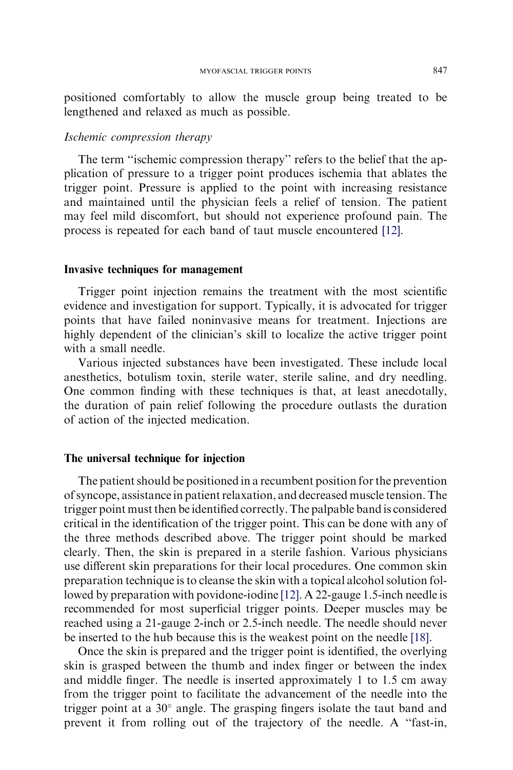positioned comfortably to allow the muscle group being treated to be lengthened and relaxed as much as possible.

### *Ischemic compression therapy*

The term "ischemic compression therapy" refers to the belief that the application of pressure to a trigger point produces ischemia that ablates the trigger point. Pressure is applied to the point with increasing resistance and maintained until the physician feels a relief of tension. The patient may feel mild discomfort, but should not experience profound pain. The process is repeated for each band of taut muscle encountered [12].

## Invasive techniques for management

Trigger point injection remains the treatment with the most scientific evidence and investigation for support. Typically, it is advocated for trigger points that have failed noninvasive means for treatment. Injections are highly dependent of the clinician's skill to localize the active trigger point with a small needle.

Various injected substances have been investigated. These include local anesthetics, botulism toxin, sterile water, sterile saline, and dry needling. One common finding with these techniques is that, at least anecdotally, the duration of pain relief following the procedure outlasts the duration of action of the injected medication.

## The universal technique for injection

The patient should be positioned in a recumbent position for the prevention of syncope, assistance in patient relaxation, and decreased muscle tension. The trigger point must then be identified correctly. The palpable band is considered critical in the identification of the trigger point. This can be done with any of the three methods described above. The trigger point should be marked clearly. Then, the skin is prepared in a sterile fashion. Various physicians use different skin preparations for their local procedures. One common skin preparation technique is to cleanse the skin with a topical alcohol solution followed by preparation with povidone-iodine [12]. A 22-gauge 1.5-inch needle is recommended for most superficial trigger points. Deeper muscles may be reached using a 21-gauge 2-inch or 2.5-inch needle. The needle should never be inserted to the hub because this is the weakest point on the needle [18].

Once the skin is prepared and the trigger point is identified, the overlying skin is grasped between the thumb and index finger or between the index and middle finger. The needle is inserted approximately 1 to 1.5 cm away from the trigger point to facilitate the advancement of the needle into the trigger point at a 30° angle. The grasping fingers isolate the taut band and prevent it from rolling out of the trajectory of the needle. A "fast-in,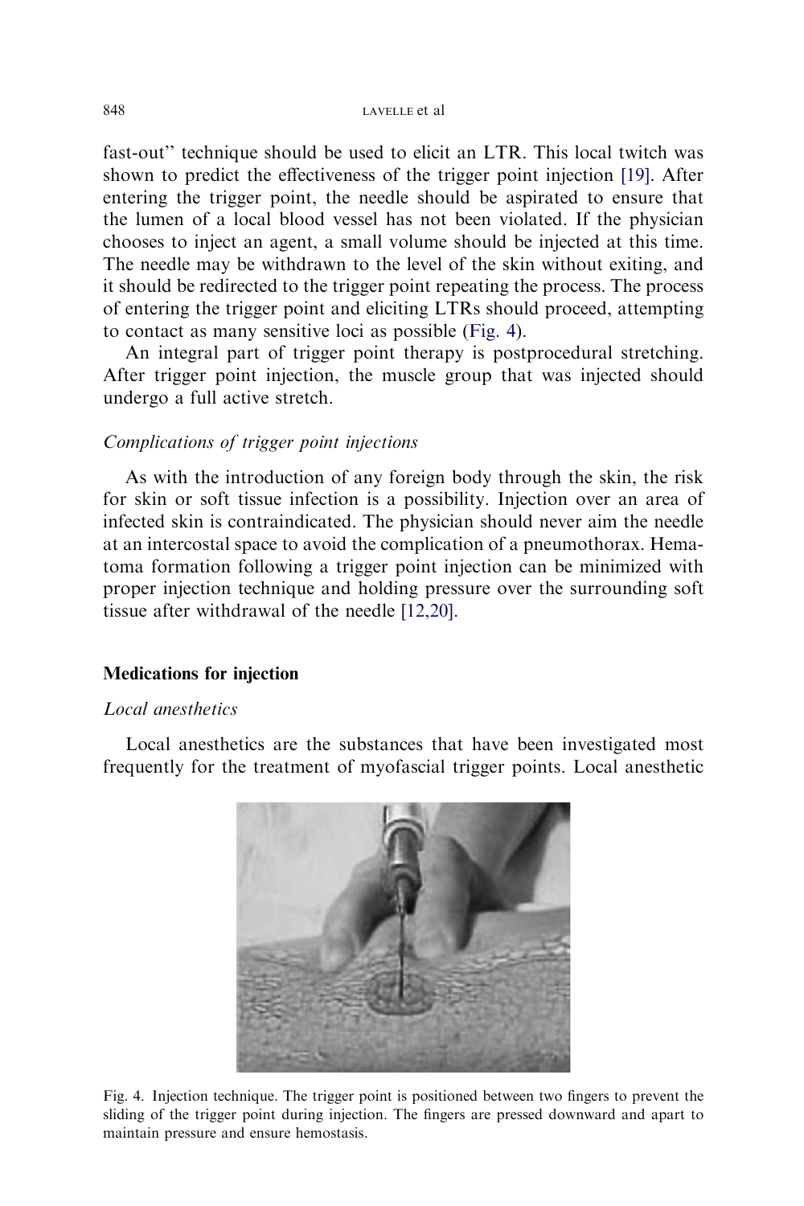fast-out" technique should be used to elicit an LTR. This local twitch was shown to predict the effectiveness of the trigger point injection [19]. After entering the trigger point, the needle should be aspirated to ensure that the lumen of a local blood vessel has not been violated. If the physician chooses to inject an agent, a small volume should be injected at this time. The needle may be withdrawn to the level of the skin without exiting, and it should be redirected to the trigger point repeating the process. The process of entering the trigger point and eliciting LTRs should proceed, attempting to contact as many sensitive loci as possible (Fig. 4).

An integral part of trigger point therapy is postprocedural stretching. After trigger point injection, the muscle group that was injected should undergo a full active stretch.

*Complications of trigger point injections*

As with the introduction of any foreign body through the skin, the risk for skin or soft tissue infection is a possibility. Injection over an area of infected skin is contraindicated. The physician should never aim the needle at an intercostal space to avoid the complication of a pneumothorax. Hematoma formation following a trigger point injection can be minimized with proper injection technique and holding pressure over the surrounding soft tissue after withdrawal of the needle [12,20].

## Medications for injection

*Local anesthetics*

Local anesthetics are the substances that have been investigated most frequently for the treatment of myofascial trigger points. Local anesthetic

Fig. 4. Injection technique. The trigger point is positioned between two fingers to prevent the sliding of the trigger point during injection. The fingers are pressed downward and apart to maintain pressure and ensure hemostasis.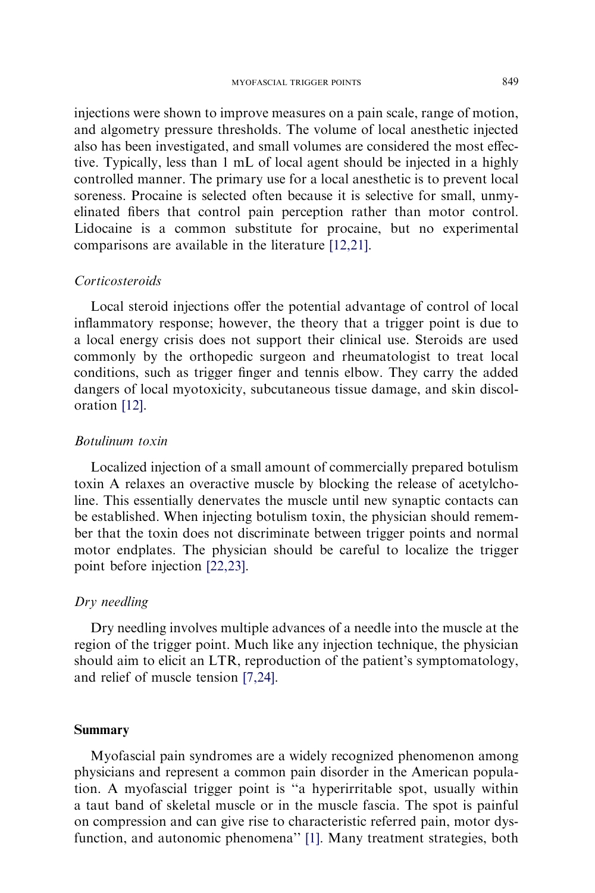injections were shown to improve measures on a pain scale, range of motion, and algometry pressure thresholds. The volume of local anesthetic injected also has been investigated, and small volumes are considered the most effective. Typically, less than 1 mL of local agent should be injected in a highly controlled manner. The primary use for a local anesthetic is to prevent local soreness. Procaine is selected often because it is selective for small, unmyelinated fibers that control pain perception rather than motor control. Lidocaine is a common substitute for procaine, but no experimental comparisons are available in the literature [12,21].

### *Corticosteroids*

Local steroid injections offer the potential advantage of control of local inflammatory response; however, the theory that a trigger point is due to a local energy crisis does not support their clinical use. Steroids are used commonly by the orthopedic surgeon and rheumatologist to treat local conditions, such as trigger finger and tennis elbow. They carry the added dangers of local myotoxicity, subcutaneous tissue damage, and skin discoloration [12].

### *Botulinum toxin*

Localized injection of a small amount of commercially prepared botulism toxin A relaxes an overactive muscle by blocking the release of acetylcholine. This essentially denervates the muscle until new synaptic contacts can be established. When injecting botulism toxin, the physician should remember that the toxin does not discriminate between trigger points and normal motor endplates. The physician should be careful to localize the trigger point before injection [22,23].

### *Dry needling*

Dry needling involves multiple advances of a needle into the muscle at the region of the trigger point. Much like any injection technique, the physician should aim to elicit an LTR, reproduction of the patient's symptomatology, and relief of muscle tension [7,24].

## Summary

Myofascial pain syndromes are a widely recognized phenomenon among physicians and represent a common pain disorder in the American population. A myofascial trigger point is "a hyperirritable spot, usually within a taut band of skeletal muscle or in the muscle fascia. The spot is painful on compression and can give rise to characteristic referred pain, motor dysfunction, and autonomic phenomena" [1]. Many treatment strategies, both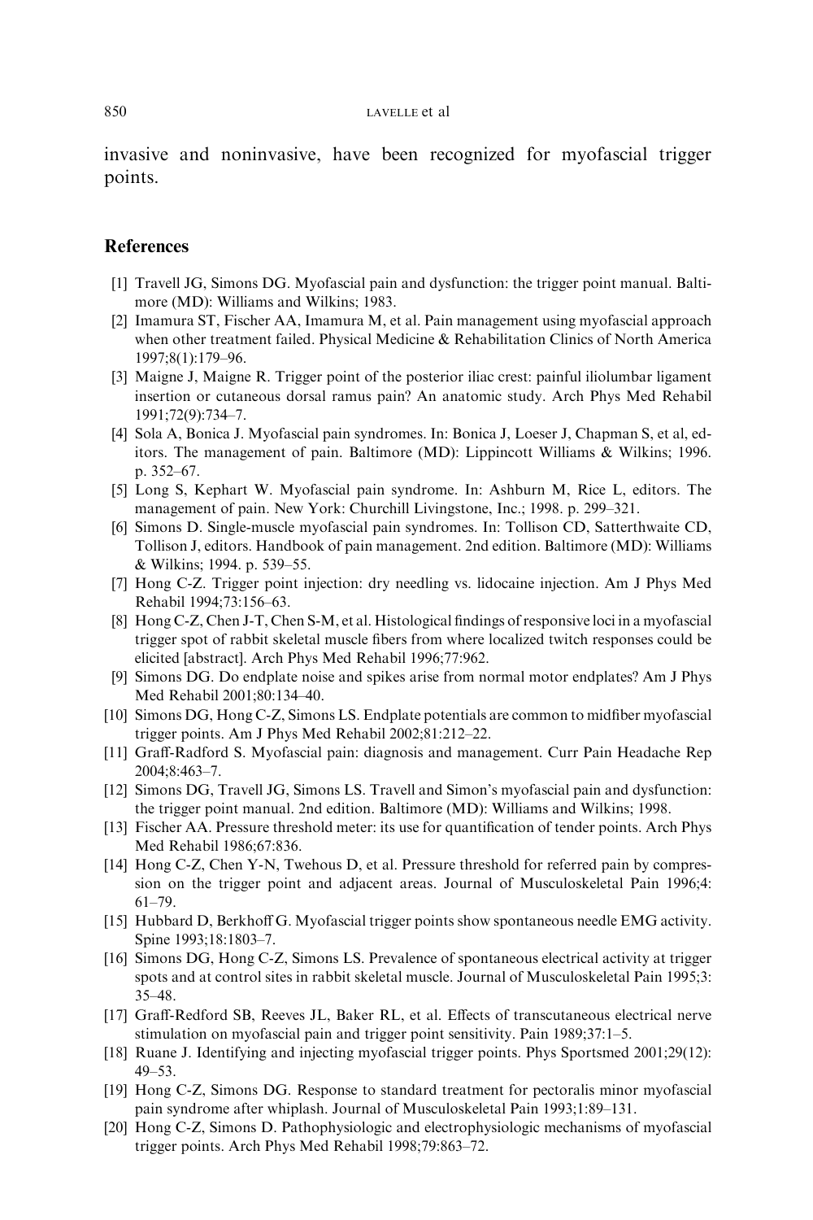invasive and noninvasive, have been recognized for myofascial trigger points.

## References

[1] Travell JG, Simons DG. Myofascial pain and dysfunction: the trigger point manual. Baltimore (MD): Williams and Wilkins; 1983.

[2] Imamura ST, Fischer AA, Imamura M, et al. Pain management using myofascial approach when other treatment failed. Physical Medicine & Rehabilitation Clinics of North America 1997;8(1):179–96.

[3] Maigne J, Maigne R. Trigger point of the posterior iliac crest: painful iliolumbar ligament insertion or cutaneous dorsal ramus pain? An anatomic study. Arch Phys Med Rehabil 1991;72(9):734–7.

[4] Sola A, Bonica J. Myofascial pain syndromes. In: Bonica J, Loeser J, Chapman S, et al, editors. The management of pain. Baltimore (MD): Lippincott Williams & Wilkins; 1996. p. 352–67.

[5] Long S, Kephart W. Myofascial pain syndrome. In: Ashburn M, Rice L, editors. The management of pain. New York: Churchill Livingstone, Inc.; 1998. p. 299–321.

[6] Simons D. Single-muscle myofascial pain syndromes. In: Tollison CD, Satterthwaite CD, Tollison J, editors. Handbook of pain management. 2nd edition. Baltimore (MD): Williams & Wilkins; 1994. p. 539–55.

[7] Hong C-Z. Trigger point injection: dry needling vs. lidocaine injection. Am J Phys Med Rehabil 1994;73:156–63.

[8] Hong C-Z, Chen J-T, Chen S-M, et al. Histological findings of responsive loci in a myofascial trigger spot of rabbit skeletal muscle fibers from where localized twitch responses could be elicited [abstract]. Arch Phys Med Rehabil 1996;77:962.

[9] Simons DG. Do endplate noise and spikes arise from normal motor endplates? Am J Phys Med Rehabil 2001;80:134–40.

[10] Simons DG, Hong C-Z, Simons LS. Endplate potentials are common to midfiber myofascial trigger points. Am J Phys Med Rehabil 2002;81:212–22.

[11] Graff-Radford S. Myofascial pain: diagnosis and management. Curr Pain Headache Rep 2004;8:463–7.

[12] Simons DG, Travell JG, Simons LS. Travell and Simon's myofascial pain and dysfunction: the trigger point manual. 2nd edition. Baltimore (MD): Williams and Wilkins; 1998.

[13] Fischer AA. Pressure threshold meter: its use for quantification of tender points. Arch Phys Med Rehabil 1986;67:836.

[14] Hong C-Z, Chen Y-N, Twehous D, et al. Pressure threshold for referred pain by compression on the trigger point and adjacent areas. Journal of Musculoskeletal Pain 1996;4: 61–79.

[15] Hubbard D, Berkhoff G. Myofascial trigger points show spontaneous needle EMG activity. Spine 1993;18:1803–7.

[16] Simons DG, Hong C-Z, Simons LS. Prevalence of spontaneous electrical activity at trigger spots and at control sites in rabbit skeletal muscle. Journal of Musculoskeletal Pain 1995;3: 35–48.

[17] Graff-Redford SB, Reeves JL, Baker RL, et al. Effects of transcutaneous electrical nerve stimulation on myofascial pain and trigger point sensitivity. Pain 1989;37:1–5.

[18] Ruane J. Identifying and injecting myofascial trigger points. Phys Sportsmed 2001;29(12): 49–53.

[19] Hong C-Z, Simons DG. Response to standard treatment for pectoralis minor myofascial pain syndrome after whiplash. Journal of Musculoskeletal Pain 1993;1:89–131.

[20] Hong C-Z, Simons D. Pathophysiologic and electrophysiologic mechanisms of myofascial trigger points. Arch Phys Med Rehabil 1998;79:863–72.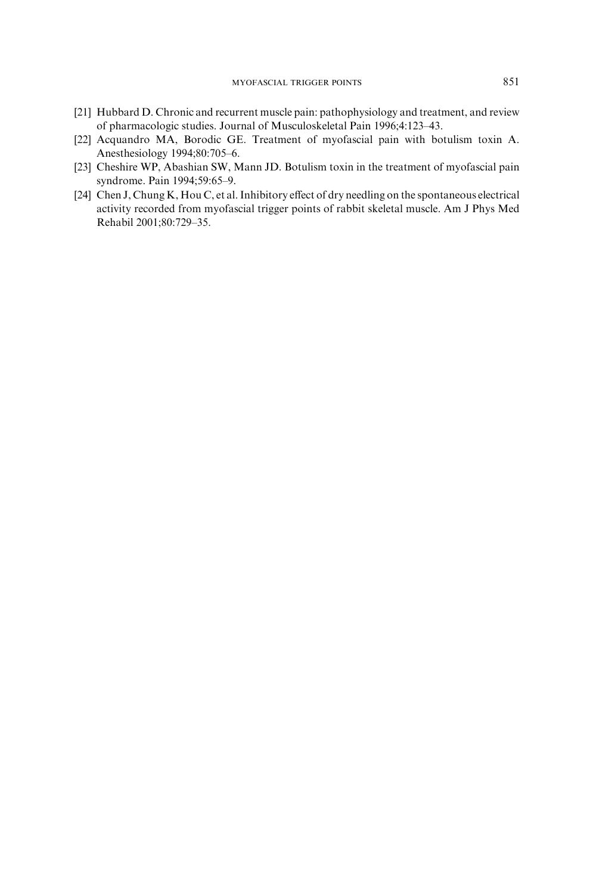[21] Hubbard D. Chronic and recurrent muscle pain: pathophysiology and treatment, and review of pharmacologic studies. Journal of Musculoskeletal Pain 1996;4:123–43.

[22] Acquandro MA, Borodic GE. Treatment of myofascial pain with botulism toxin A. Anesthesiology 1994;80:705–6.

[23] Cheshire WP, Abashian SW, Mann JD. Botulism toxin in the treatment of myofascial pain syndrome. Pain 1994;59:65–9.

[24] Chen J, Chung K, Hou C, et al. Inhibitory effect of dry needling on the spontaneous electrical activity recorded from myofascial trigger points of rabbit skeletal muscle. Am J Phys Med Rehabil 2001;80:729–35.